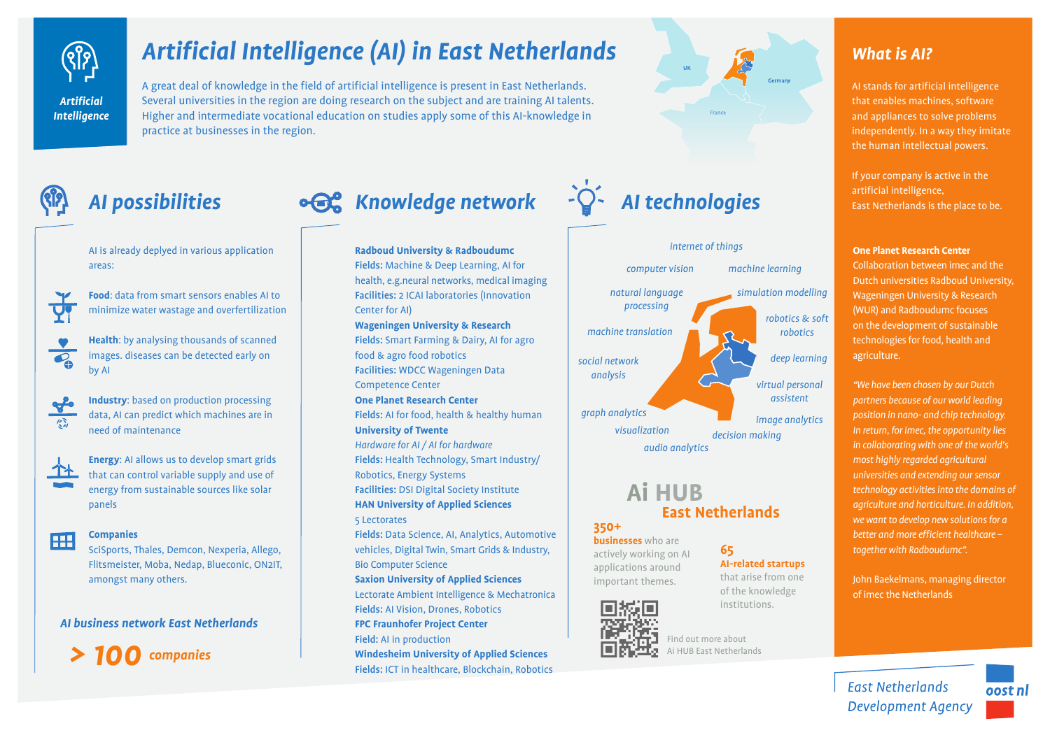# Artificial Intelligence (AI) in East Netherlands

Artificial Intelligence

A great deal of knowledge in the field of artificial intelligence is present in East Netherlands. Several universities in the region are doing research on the subject and are training AI talents. Higher and intermediate vocational education on studies apply some of this AI-knowledge in practice at businesses in the region.

UK

Germany

France

## AI possibilities

AI is already deplyed in various application areas:

**Food**: data from smart sensors enables AI to minimize water wastage and overfertilization

**Health**: by analysing thousands of scanned images. diseases can be detected early on by AI

**Industry**: based on production processing data, AI can predict which machines are in need of maintenance

**Energy**: AI allows us to develop smart grids that can control variable supply and use of energy from sustainable sources like solar panels

**Companies**
SciSports, Thales, Demcon, Nexperia, Allego, Flitsmeister, Moba, Nedap, Blueconic, ON2IT, amongst many others.

***AI business network East Netherlands***

**> 100 companies**

## Knowledge network

**Radboud University & Radboudumc**
**Fields:** Machine & Deep Learning, AI for health, e.g.neural networks, medical imaging
**Facilities:** 2 ICAI laboratories (Innovation Center for AI)

**Wageningen University & Research**
**Fields:** Smart Farming & Dairy, AI for agro food & agro food robotics
**Facilities:** WDCC Wageningen Data Competence Center

**One Planet Research Center**
**Fields:** AI for food, health & healthy human

**University of Twente**
*Hardware for AI / AI for hardware*
**Fields:** Health Technology, Smart Industry/ Robotics, Energy Systems
**Facilities:** DSI Digital Society Institute

**HAN University of Applied Sciences**
5 Lectorates
**Fields:** Data Science, AI, Analytics, Automotive vehicles, Digital Twin, Smart Grids & Industry, Bio Computer Science

**Saxion University of Applied Sciences**
Lectorate Ambient Intelligence & Mechatronica
**Fields:** AI Vision, Drones, Robotics

**FPC Fraunhofer Project Center**
**Field:** AI in production

**Windesheim University of Applied Sciences**
**Fields:** ICT in healthcare, Blockchain, Robotics

## AI technologies

- internet of things
- computer vision
- machine learning
- natural language processing
- simulation modelling
- machine translation
- robotics & soft robotics
- social network analysis
- deep learning
- virtual personal assistent
- graph analytics
- image analytics
- visualization
- decision making
- audio analytics

## Ai HUB East Netherlands

**350+ businesses** who are actively working on AI applications around important themes.

**65 AI-related startups** that arise from one of the knowledge institutions.

Find out more about AI HUB East Netherlands

## What is AI?

AI stands for artificial intelligence that enables machines, software and appliances to solve problems independently. In a way they imitate the human intellectual powers.

If your company is active in the artificial intelligence, East Netherlands is the place to be.

**One Planet Research Center**
Collaboration between imec and the Dutch universities Radboud University, Wageningen University & Research (WUR) and Radboudumc focuses on the development of sustainable technologies for food, health and agriculture.

*"We have been chosen by our Dutch partners because of our world leading position in nano- and chip technology. In return, for imec, the opportunity lies in collaborating with one of the world's most highly regarded agricultural universities and extending our sensor technology activities into the domains of agriculture and horticulture. In addition, we want to develop new solutions for a better and more efficient healthcare – together with Radboudumc".*

John Baekelmans, managing director of imec the Netherlands

East Netherlands Development Agency

oost nl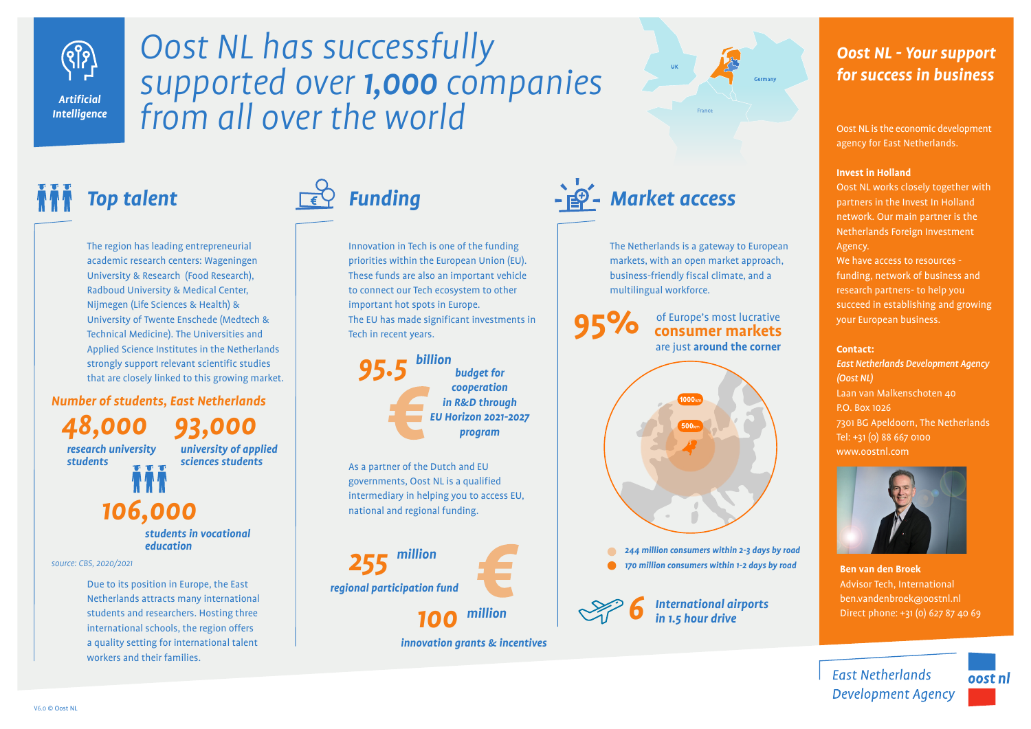Artificial Intelligence

# Oost NL has successfully supported over **1,000** companies from all over the world

UK

Germany

France

## Top talent

The region has leading entrepreneurial academic research centers: Wageningen University & Research (Food Research), Radboud University & Medical Center, Nijmegen (Life Sciences & Health) & University of Twente Enschede (Medtech & Technical Medicine). The Universities and Applied Science Institutes in the Netherlands strongly support relevant scientific studies that are closely linked to this growing market.

### *Number of students, East Netherlands*

**48,000** *research university students*

**93,000** *university of applied sciences students*

**106,000** *students in vocational education*

*source: CBS, 2020/2021*

Due to its position in Europe, the East Netherlands attracts many international students and researchers. Hosting three international schools, the region offers a quality setting for international talent workers and their families.

## Funding

Innovation in Tech is one of the funding priorities within the European Union (EU). These funds are also an important vehicle to connect our Tech ecosystem to other important hot spots in Europe.
The EU has made significant investments in Tech in recent years.

**€ 95.5** *billion budget for cooperation in R&D through EU Horizon 2021-2027 program*

As a partner of the Dutch and EU governments, Oost NL is a qualified intermediary in helping you to access EU, national and regional funding.

**€ 255** *million regional participation fund*

**100** *million innovation grants & incentives*

## Market access

The Netherlands is a gateway to European markets, with an open market approach, business-friendly fiscal climate, and a multilingual workforce.

**95%** of Europe's most lucrative **consumer markets** are just **around the corner**

1000km

500km

*244 million consumers within 2-3 days by road*

*170 million consumers within 1-2 days by road*

**6** *International airports in 1.5 hour drive*

## *Oost NL - Your support for success in business*

Oost NL is the economic development agency for East Netherlands.

**Invest in Holland**
Oost NL works closely together with partners in the Invest In Holland network. Our main partner is the Netherlands Foreign Investment Agency.
We have access to resources - funding, network of business and research partners- to help you succeed in establishing and growing your European business.

**Contact:**
*East Netherlands Development Agency (Oost NL)*
Laan van Malkenschoten 40
P.O. Box 1026
7301 BG Apeldoorn, The Netherlands
Tel: +31 (0) 88 667 0100
www.oostnl.com

**Ben van den Broek**
Advisor Tech, International
ben.vandenbroek@oostnl.nl
Direct phone: +31 (0) 627 87 40 69

*East Netherlands Development Agency*

oost nl

V6.0 © Oost NL